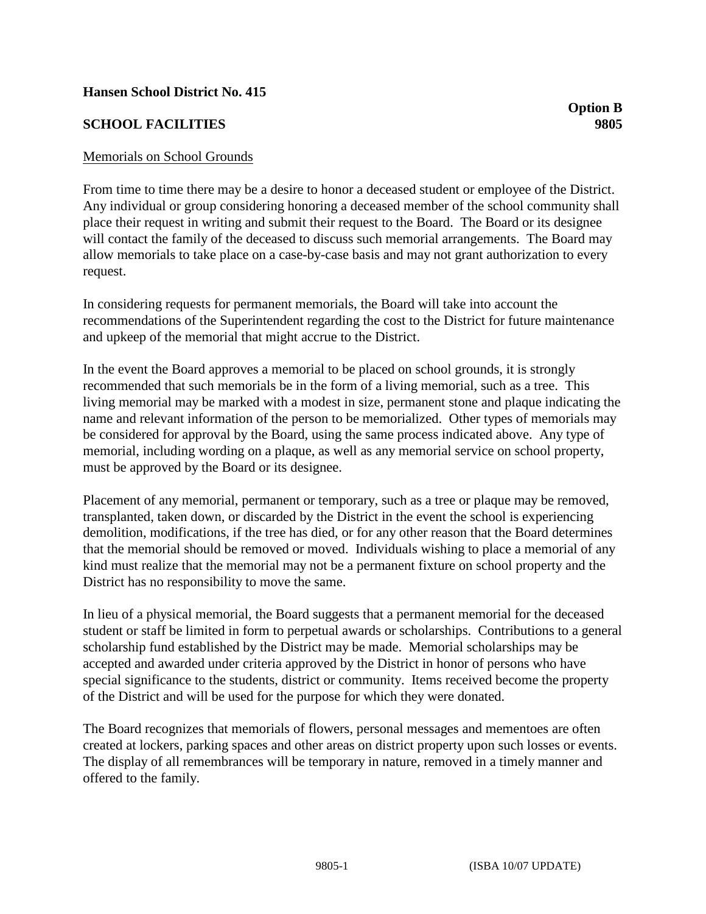**Hansen School District No. 415**

**Option B**

**SCHOOL FACILITIES** **9805**

Memorials on School Grounds

From time to time there may be a desire to honor a deceased student or employee of the District. Any individual or group considering honoring a deceased member of the school community shall place their request in writing and submit their request to the Board. The Board or its designee will contact the family of the deceased to discuss such memorial arrangements. The Board may allow memorials to take place on a case-by-case basis and may not grant authorization to every request.

In considering requests for permanent memorials, the Board will take into account the recommendations of the Superintendent regarding the cost to the District for future maintenance and upkeep of the memorial that might accrue to the District.

In the event the Board approves a memorial to be placed on school grounds, it is strongly recommended that such memorials be in the form of a living memorial, such as a tree. This living memorial may be marked with a modest in size, permanent stone and plaque indicating the name and relevant information of the person to be memorialized. Other types of memorials may be considered for approval by the Board, using the same process indicated above. Any type of memorial, including wording on a plaque, as well as any memorial service on school property, must be approved by the Board or its designee.

Placement of any memorial, permanent or temporary, such as a tree or plaque may be removed, transplanted, taken down, or discarded by the District in the event the school is experiencing demolition, modifications, if the tree has died, or for any other reason that the Board determines that the memorial should be removed or moved. Individuals wishing to place a memorial of any kind must realize that the memorial may not be a permanent fixture on school property and the District has no responsibility to move the same.

In lieu of a physical memorial, the Board suggests that a permanent memorial for the deceased student or staff be limited in form to perpetual awards or scholarships. Contributions to a general scholarship fund established by the District may be made. Memorial scholarships may be accepted and awarded under criteria approved by the District in honor of persons who have special significance to the students, district or community. Items received become the property of the District and will be used for the purpose for which they were donated.

The Board recognizes that memorials of flowers, personal messages and mementoes are often created at lockers, parking spaces and other areas on district property upon such losses or events. The display of all remembrances will be temporary in nature, removed in a timely manner and offered to the family.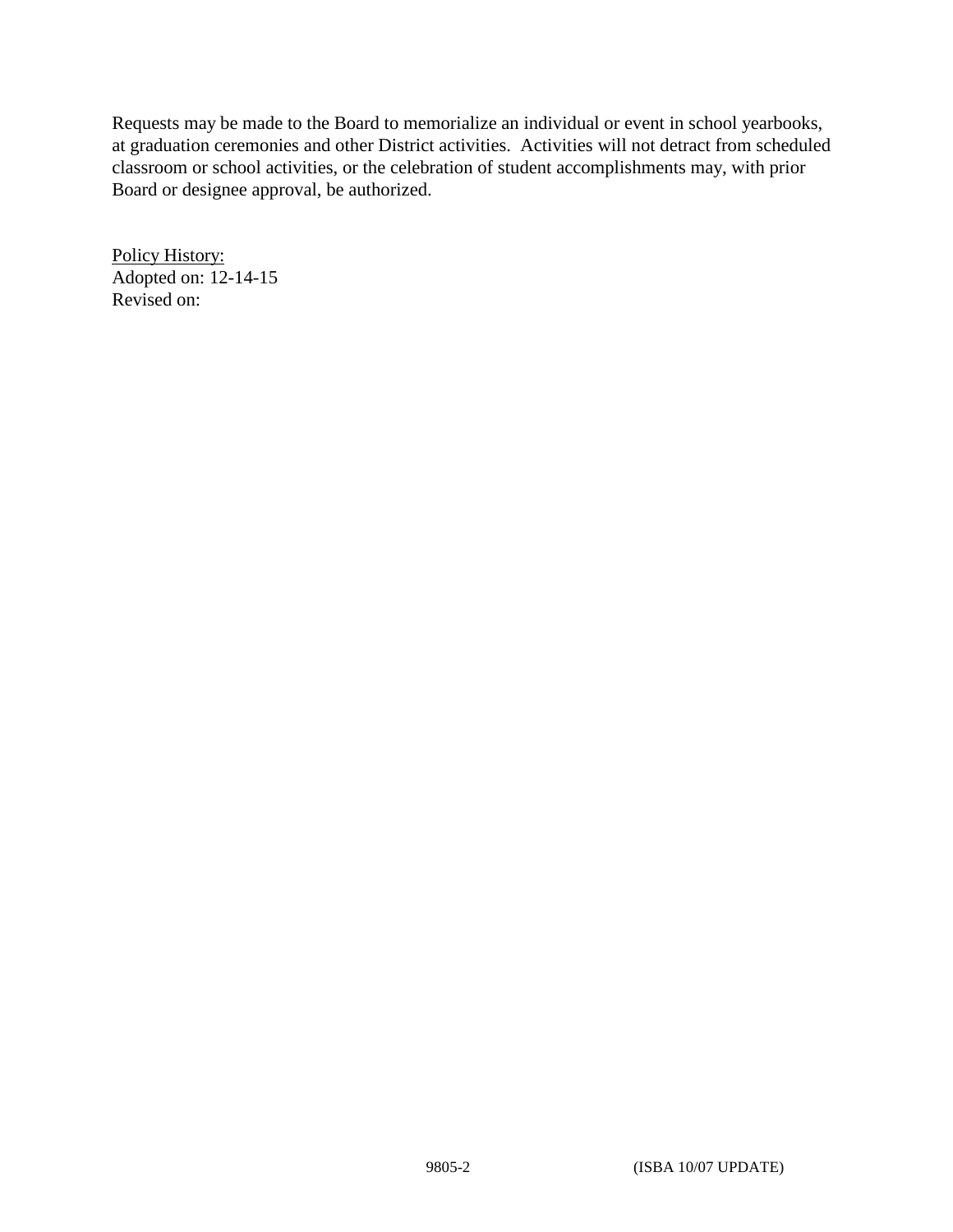Requests may be made to the Board to memorialize an individual or event in school yearbooks, at graduation ceremonies and other District activities. Activities will not detract from scheduled classroom or school activities, or the celebration of student accomplishments may, with prior Board or designee approval, be authorized.

<u>Policy History:</u>
Adopted on: 12-14-15
Revised on: